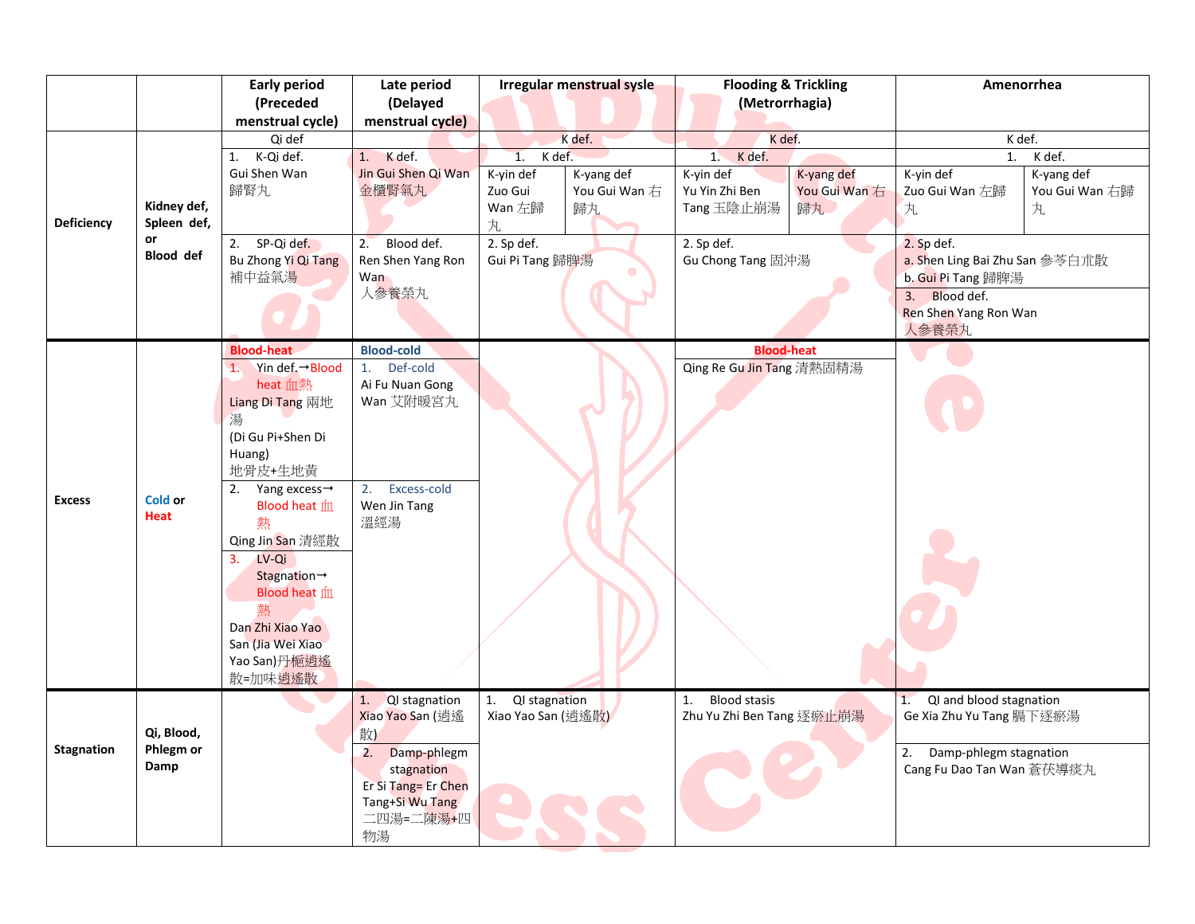| | | Early period (Preceded menstrual cycle) | Late period (Delayed menstrual cycle) | Irregular menstrual syslе | | Flooding & Trickling (Metrorrhagia) | | Amenorrhea | |
|---|---|---|---|---|---|---|---|---|---|
| **Deficiency** | **Kidney def, Spleen def, or Blood def** | Qi def | | K def. | | K def. | | K def. | |
| | | 1. K-Qi def. Gui Shen Wan 歸腎丸 | 1. K def. Jin Gui Shen Qi Wan 金櫃腎氣丸 | 1. K def. | | 1. K def. | | 1. K def. | |
| | | | | K-yin def Zuo Gui Wan 左歸丸 | K-yang def You Gui Wan 右歸丸 | K-yin def Yu Yin Zhi Ben Tang 玉陰止崩湯 | K-yang def You Gui Wan 右歸丸 | K-yin def Zuo Gui Wan 左歸丸 | K-yang def You Gui Wan 右歸丸 |
| | | 2. SP-Qi def. Bu Zhong Yi Qi Tang 補中益氣湯 | 2. Blood def. Ren Shen Yang Ron Wan 人參養榮丸 | 2. Sp def. Gui Pi Tang 歸脾湯 | | 2. Sp def. Gu Chong Tang 固沖湯 | | 2. Sp def. a. Shen Ling Bai Zhu San 參苓白朮散 b. Gui Pi Tang 歸脾湯 | |
| | | | | | | | | 3. Blood def. Ren Shen Yang Ron Wan 人參養榮丸 | |
| **Excess** | Cold or Heat | Blood-heat | Blood-cold | | | Blood-heat | | | |
| | | 1. Yin def.→Blood heat 血熱 Liang Di Tang 兩地湯 (Di Gu Pi+Shen Di Huang) 地骨皮+生地黃 | 1. Def-cold Ai Fu Nuan Gong Wan 艾附暖宮丸 | | | Qing Re Gu Jin Tang 清熱固精湯 | | | |
| | | 2. Yang excess→ Blood heat 血熱 Qing Jin San 清經散 | 2. Excess-cold Wen Jin Tang 溫經湯 | | | | | | |
| | | 3. LV-Qi Stagnation→ Blood heat 血熱 Dan Zhi Xiao Yao San (Jia Wei Xiao Yao San)丹梔逍遙散=加味逍遙散 | | | | | | | |
| **Stagnation** | **Qi, Blood, Phlegm or Damp** | | 1. QI stagnation Xiao Yao San (逍遙散) | 1. QI stagnation Xiao Yao San (逍遙散) | | 1. Blood stasis Zhu Yu Zhi Ben Tang 逐瘀止崩湯 | | 1. QI and blood stagnation Ge Xia Zhu Yu Tang 膈下逐瘀湯 | |
| | | | 2. Damp-phlegm stagnation Er Si Tang= Er Chen Tang+Si Wu Tang 二四湯=二陳湯+四物湯 | | | | | 2. Damp-phlegm stagnation Cang Fu Dao Tan Wan 蒼茯導痰丸 | |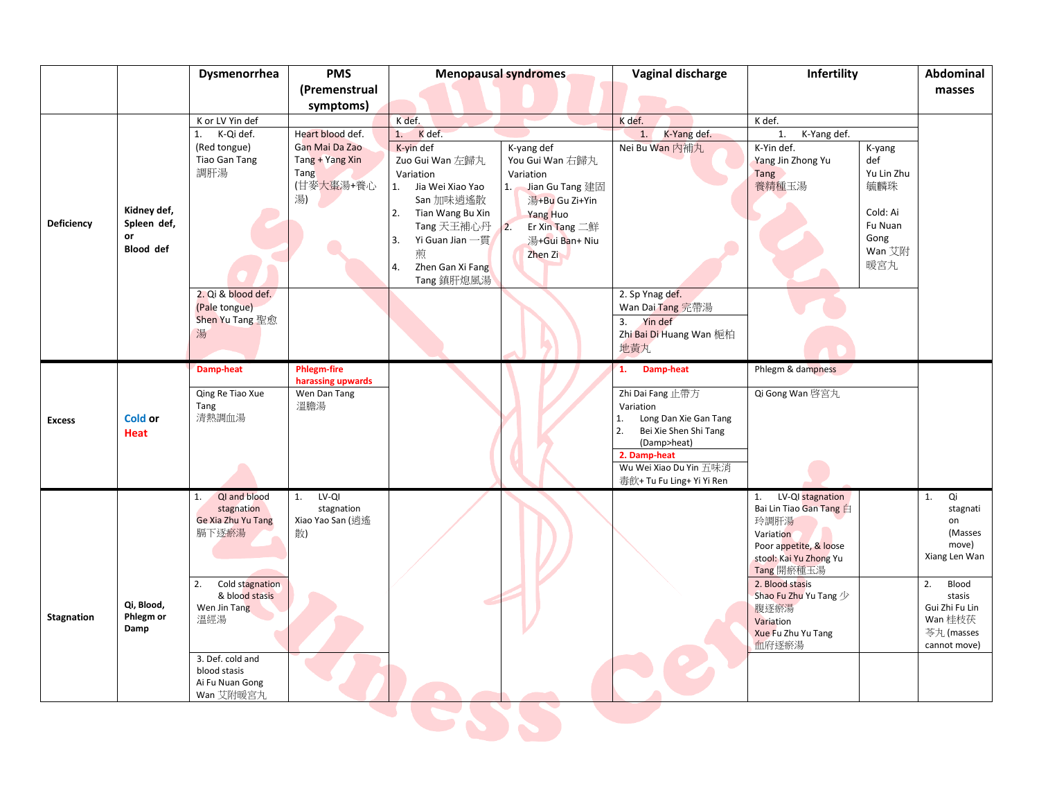| | | Dysmenorrhea | PMS (Premenstrual symptoms) | Menopausal syndromes | | Vaginal discharge | Infertility | | Abdominal masses |
|---|---|---|---|---|---|---|---|---|---|
| Deficiency | Kidney def, Spleen def, or Blood def | K or LV Yin def | | K def. | | K def. | K def. | | |
| | | 1. K-Qi def. (Red tongue) Tiao Gan Tang 調肝湯 | Heart blood def. Gan Mai Da Zao Tang + Yang Xin Tang (甘麥大棗湯+養心湯) | 1. K def. K-yin def Zuo Gui Wan 左歸丸 Variation 1. Jia Wei Xiao Yao San 加味逍遙散 2. Tian Wang Bu Xin Tang 天王補心丹 3. Yi Guan Jian 一貫煎 4. Zhen Gan Xi Fang Tang 鎮肝熄風湯 | K-yang def You Gui Wan 右歸丸 Variation 1. Jian Gu Tang 建固湯+Bu Gu Zi+Yin Yang Huo 2. Er Xin Tang 二鮮湯+Gui Ban+ Niu Zhen Zi | 1. K-Yang def. Nei Bu Wan 內補丸 | 1. K-Yang def. K-Yin def. Yang Jin Zhong Yu Tang 養精種玉湯 | K-yang def Yu Lin Zhu 毓麟珠 Cold: Ai Fu Nuan Gong Wan 艾附暖宮丸 | |
| | | 2. Qi & blood def. (Pale tongue) Shen Yu Tang 聖愈湯 | | | | 2. Sp Ynag def. Wan Dai Tang 完帶湯 3. Yin def Zhi Bai Di Huang Wan 梔柏地黃丸 | | | |
| Excess | **Cold** or **Heat** | **Damp-heat** | **Phlegm-fire harassing upwards** | | | **1. Damp-heat** | Phlegm & dampness | | |
| | | Qing Re Tiao Xue Tang 清熱調血湯 | Wen Dan Tang 溫膽湯 | | | Zhi Dai Fang 止帶方 Variation 1. Long Dan Xie Gan Tang 2. Bei Xie Shen Shi Tang (Damp>heat) **2. Damp-heat** Wu Wei Xiao Du Yin 五味消毒飲+ Tu Fu Ling+ Yi Yi Ren | Qi Gong Wan 啓宮丸 | | |
| Stagnation | Qi, Blood, Phlegm or Damp | 1. QI and blood stagnation Ge Xia Zhu Yu Tang 膈下逐瘀湯 | 1. LV-QI stagnation Xiao Yao San (逍遙散) | | | | 1. LV-QI stagnation Bai Lin Tiao Gan Tang 白玲調肝湯 Variation Poor appetite, & loose stool: Kai Yu Zhong Yu Tang 開瘀種玉湯 | | 1. Qi stagnation (Masses move) Xiang Len Wan |
| | | 2. Cold stagnation & blood stasis Wen Jin Tang 溫經湯 | | | | | 2. Blood stasis Shao Fu Zhu Yu Tang 少腹逐瘀湯 Variation Xue Fu Zhu Yu Tang 血府逐瘀湯 | | 2. Blood stasis Gui Zhi Fu Lin Wan 桂枝茯苓丸 (masses cannot move) |
| | | 3. Def. cold and blood stasis Ai Fu Nuan Gong Wan 艾附暖宮丸 | | | | | | | |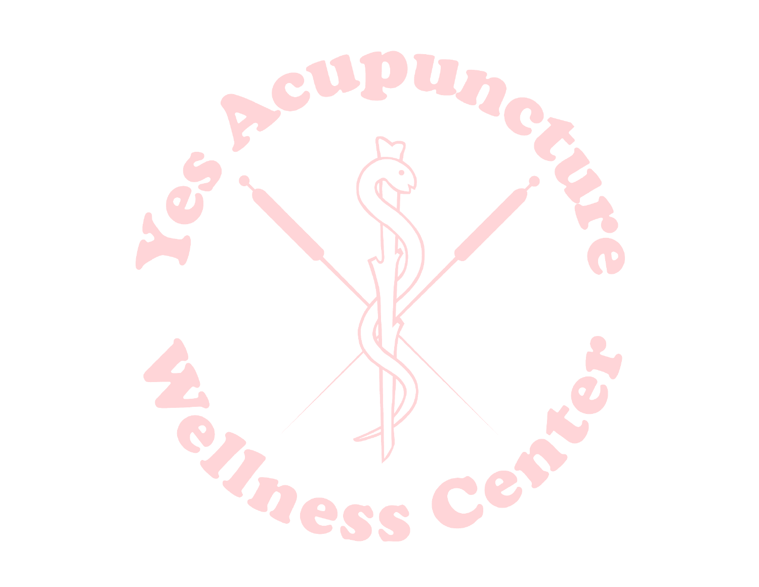Yes Acupuncture

Wellness Center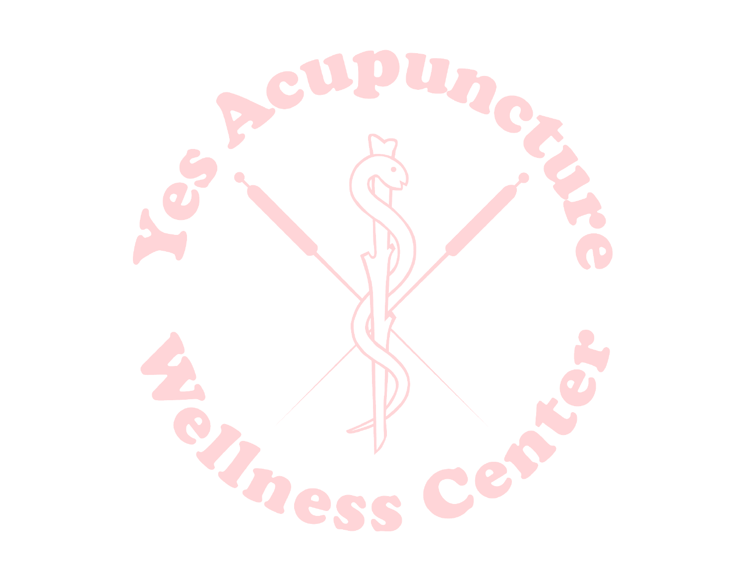Yes Acupuncture

Wellness Center